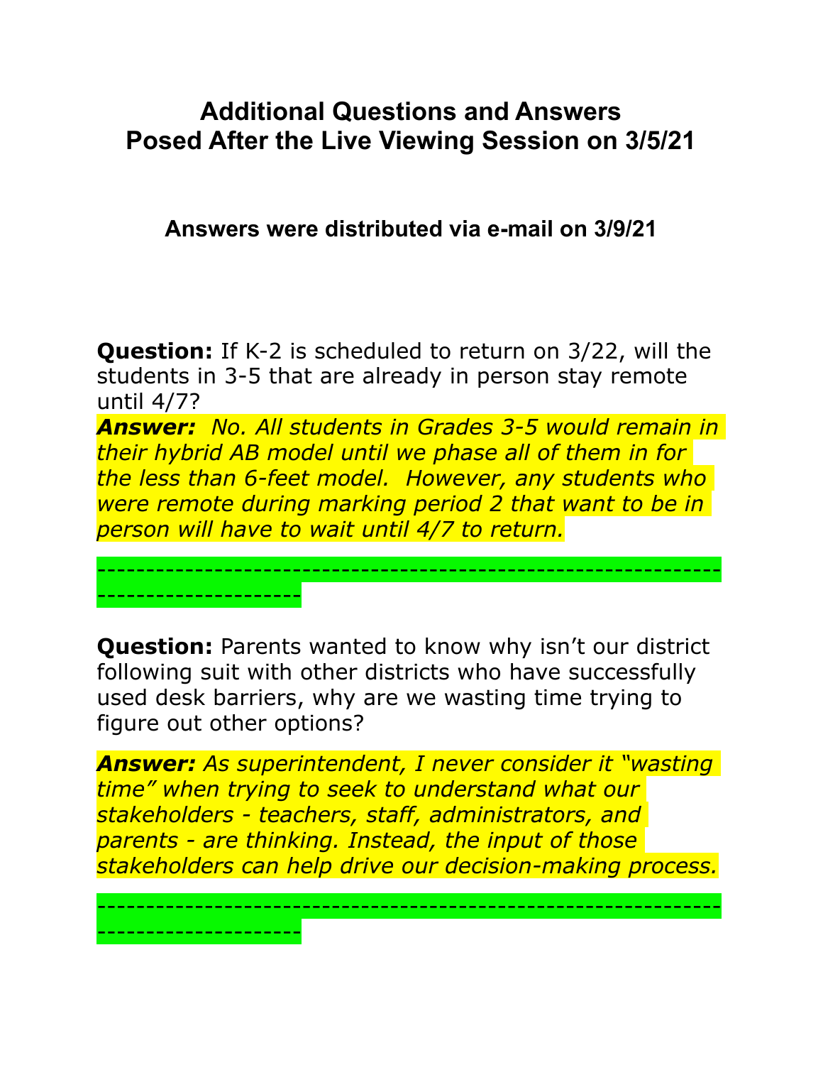# Additional Questions and Answers
# Posed After the Live Viewing Session on 3/5/21

### Answers were distributed via e-mail on 3/9/21

**Question:** If K-2 is scheduled to return on 3/22, will the students in 3-5 that are already in person stay remote until 4/7?

***Answer:*** *No. All students in Grades 3-5 would remain in their hybrid AB model until we phase all of them in for the less than 6-feet model. However, any students who were remote during marking period 2 that want to be in person will have to wait until 4/7 to return.*

---

**Question:** Parents wanted to know why isn't our district following suit with other districts who have successfully used desk barriers, why are we wasting time trying to figure out other options?

***Answer:*** *As superintendent, I never consider it "wasting time" when trying to seek to understand what our stakeholders - teachers, staff, administrators, and parents - are thinking. Instead, the input of those stakeholders can help drive our decision-making process.*

---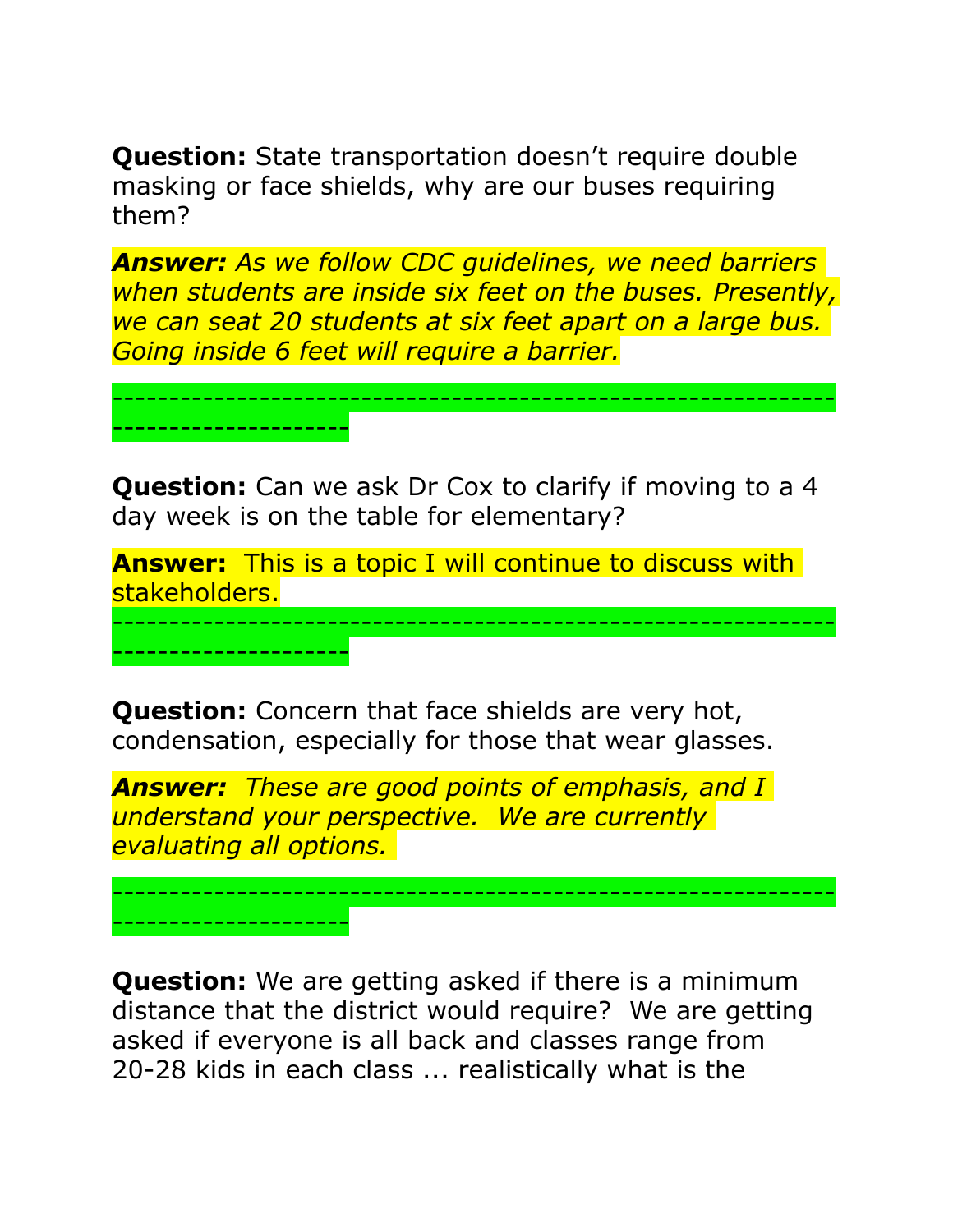**Question:** State transportation doesn't require double masking or face shields, why are our buses requiring them?

***Answer:** As we follow CDC guidelines, we need barriers when students are inside six feet on the buses. Presently, we can seat 20 students at six feet apart on a large bus. Going inside 6 feet will require a barrier.*

---

**Question:** Can we ask Dr Cox to clarify if moving to a 4 day week is on the table for elementary?

**Answer:** This is a topic I will continue to discuss with stakeholders.

---

**Question:** Concern that face shields are very hot, condensation, especially for those that wear glasses.

***Answer:** These are good points of emphasis, and I understand your perspective. We are currently evaluating all options.*

---

**Question:** We are getting asked if there is a minimum distance that the district would require? We are getting asked if everyone is all back and classes range from 20-28 kids in each class ... realistically what is the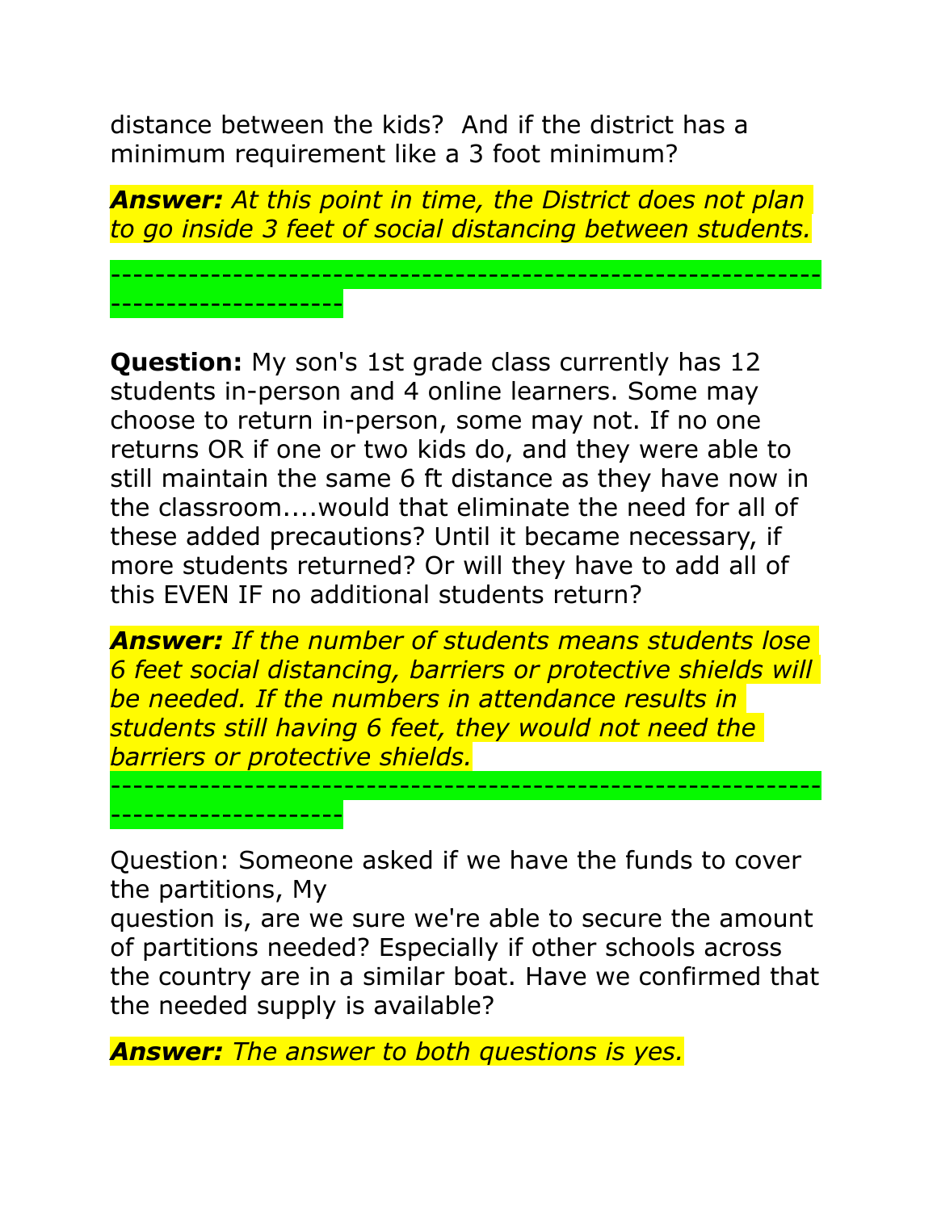distance between the kids?  And if the district has a minimum requirement like a 3 foot minimum?

***Answer:*** *At this point in time, the District does not plan to go inside 3 feet of social distancing between students.*

-------------------------------------------------------------------------------

**Question:** My son's 1st grade class currently has 12 students in-person and 4 online learners. Some may choose to return in-person, some may not. If no one returns OR if one or two kids do, and they were able to still maintain the same 6 ft distance as they have now in the classroom....would that eliminate the need for all of these added precautions? Until it became necessary, if more students returned? Or will they have to add all of this EVEN IF no additional students return?

***Answer:*** *If the number of students means students lose 6 feet social distancing, barriers or protective shields will be needed. If the numbers in attendance results in students still having 6 feet, they would not need the barriers or protective shields.*

-------------------------------------------------------------------------------

Question: Someone asked if we have the funds to cover the partitions, My
question is, are we sure we're able to secure the amount of partitions needed? Especially if other schools across the country are in a similar boat. Have we confirmed that the needed supply is available?

***Answer:*** *The answer to both questions is yes.*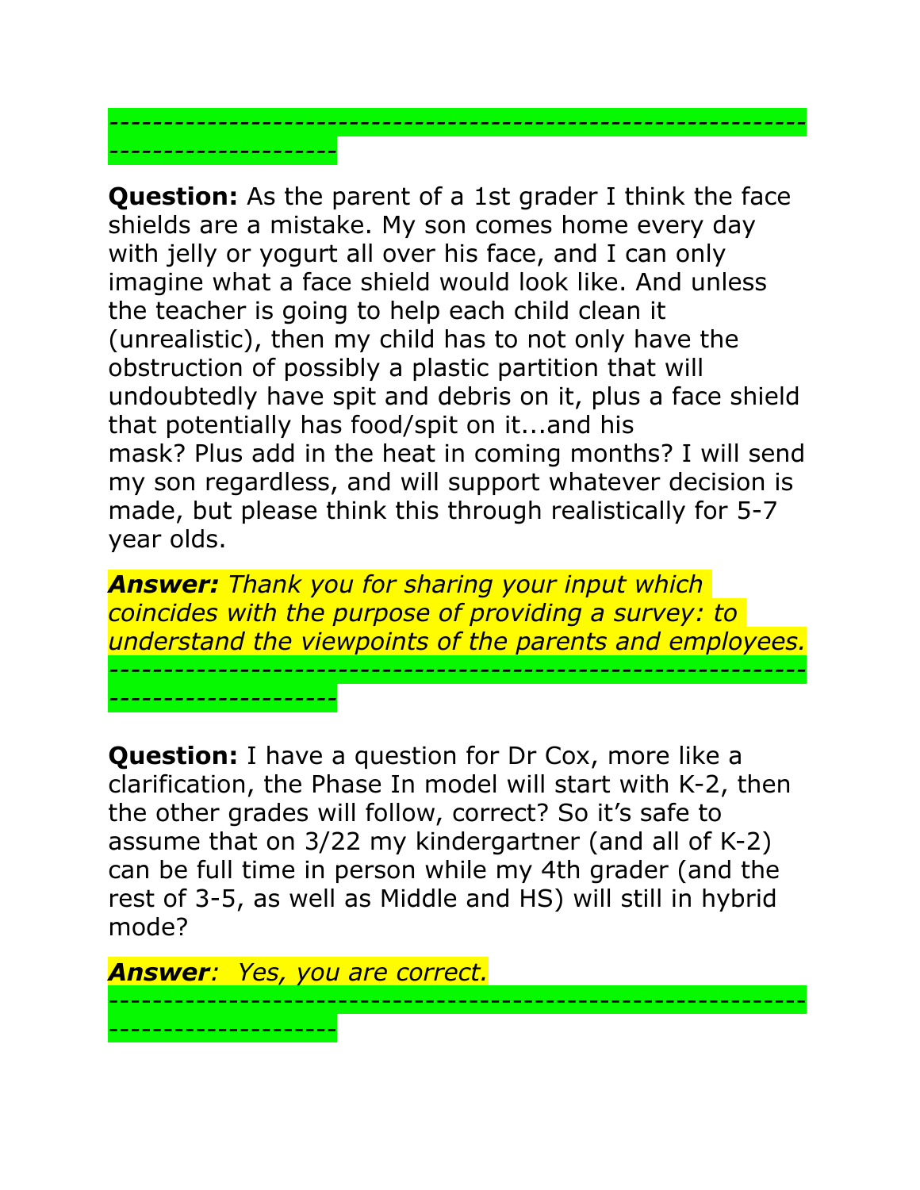---

**Question:** As the parent of a 1st grader I think the face shields are a mistake. My son comes home every day with jelly or yogurt all over his face, and I can only imagine what a face shield would look like. And unless the teacher is going to help each child clean it (unrealistic), then my child has to not only have the obstruction of possibly a plastic partition that will undoubtedly have spit and debris on it, plus a face shield that potentially has food/spit on it...and his mask? Plus add in the heat in coming months? I will send my son regardless, and will support whatever decision is made, but please think this through realistically for 5-7 year olds.

***Answer:*** *Thank you for sharing your input which coincides with the purpose of providing a survey: to understand the viewpoints of the parents and employees.*

---

**Question:** I have a question for Dr Cox, more like a clarification, the Phase In model will start with K-2, then the other grades will follow, correct? So it's safe to assume that on 3/22 my kindergartner (and all of K-2) can be full time in person while my 4th grader (and the rest of 3-5, as well as Middle and HS) will still in hybrid mode?

***Answer****: Yes, you are correct.*

---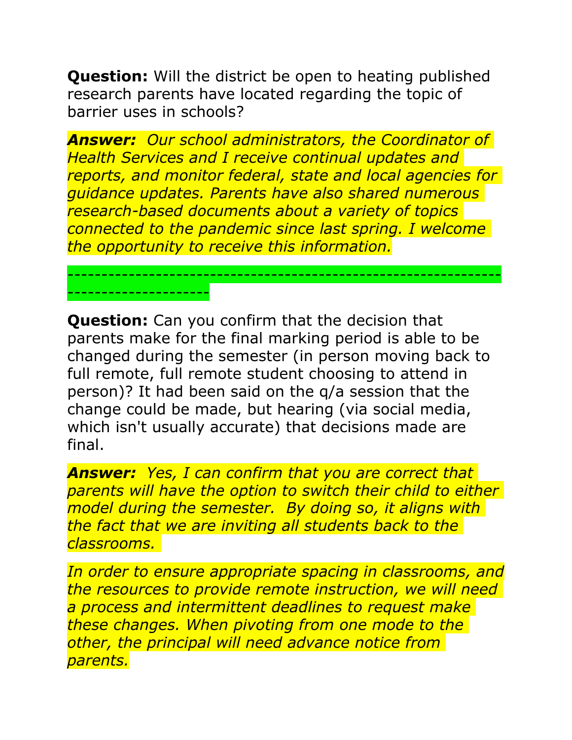**Question:** Will the district be open to heating published research parents have located regarding the topic of barrier uses in schools?

***Answer:*** *Our school administrators, the Coordinator of Health Services and I receive continual updates and reports, and monitor federal, state and local agencies for guidance updates. Parents have also shared numerous research-based documents about a variety of topics connected to the pandemic since last spring. I welcome the opportunity to receive this information.*

--------------------------------------------------------------------------------

**Question:** Can you confirm that the decision that parents make for the final marking period is able to be changed during the semester (in person moving back to full remote, full remote student choosing to attend in person)? It had been said on the q/a session that the change could be made, but hearing (via social media, which isn't usually accurate) that decisions made are final.

***Answer:*** *Yes, I can confirm that you are correct that parents will have the option to switch their child to either model during the semester. By doing so, it aligns with the fact that we are inviting all students back to the classrooms.*

*In order to ensure appropriate spacing in classrooms, and the resources to provide remote instruction, we will need a process and intermittent deadlines to request make these changes. When pivoting from one mode to the other, the principal will need advance notice from parents.*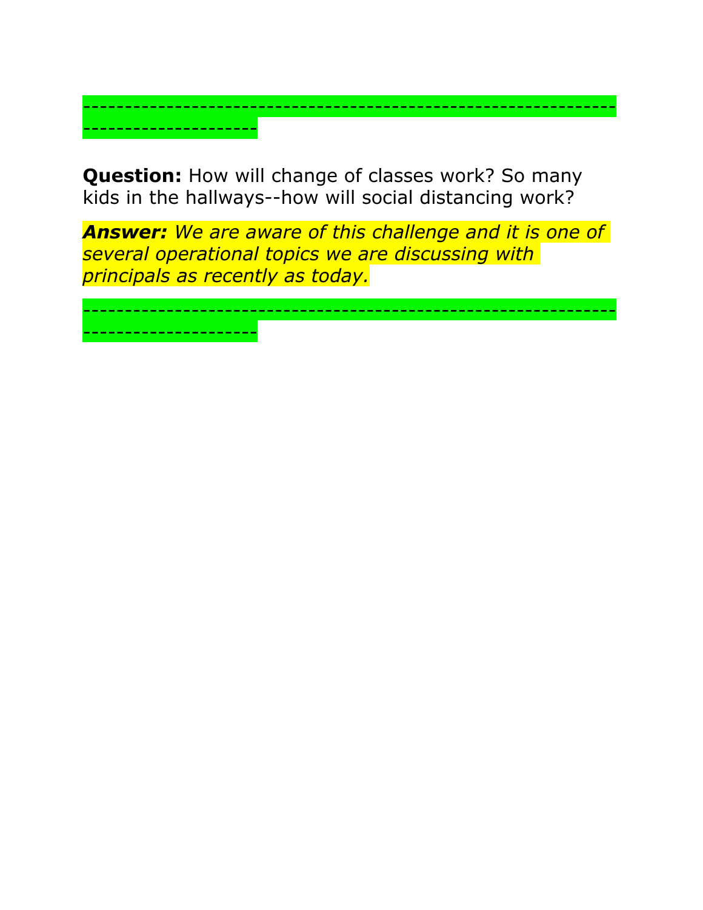--------------------------------------------------------------------------------

**Question:** How will change of classes work? So many kids in the hallways--how will social distancing work?

***Answer:*** *We are aware of this challenge and it is one of several operational topics we are discussing with principals as recently as today.*

--------------------------------------------------------------------------------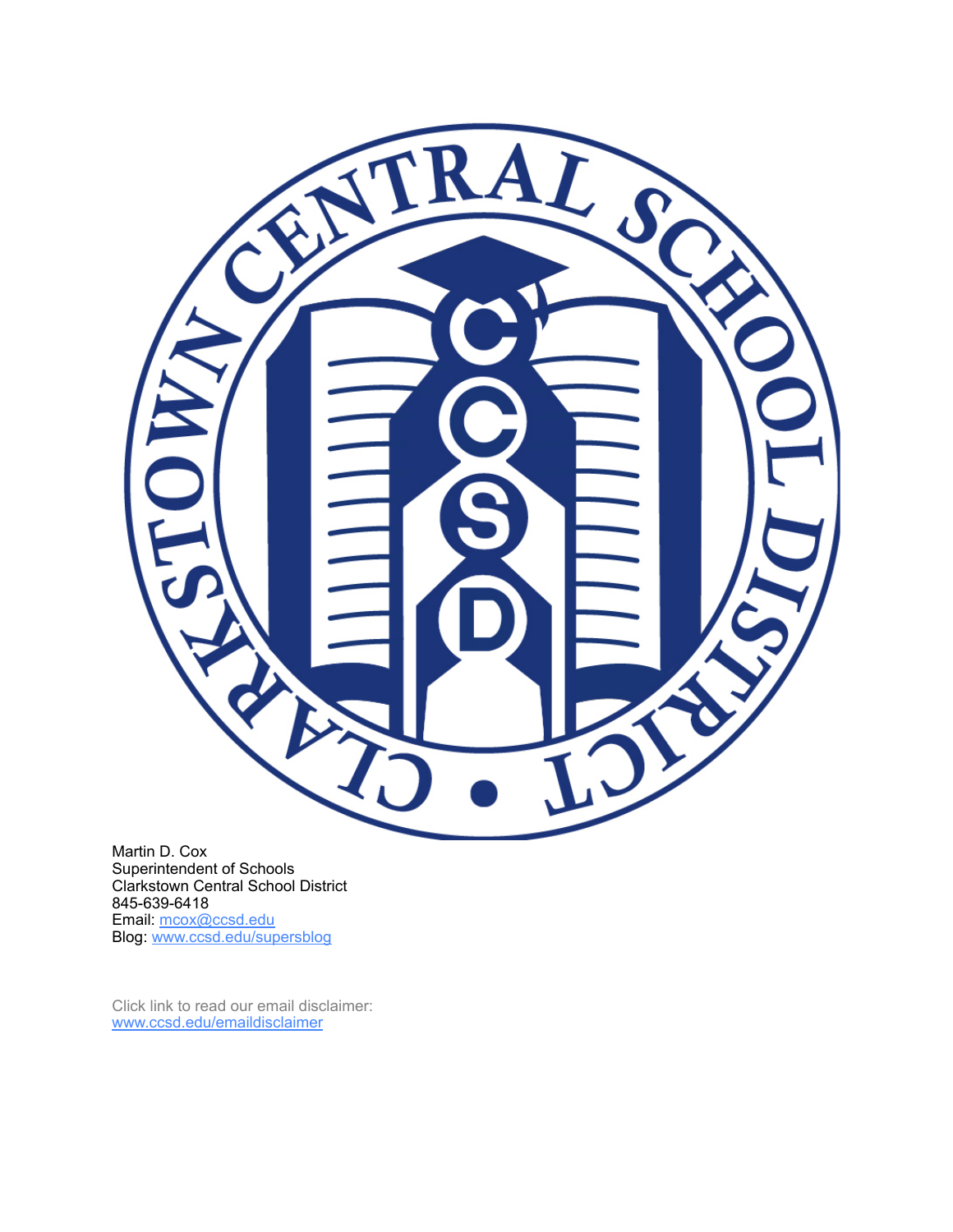Martin D. Cox
Superintendent of Schools
Clarkstown Central School District
845-639-6418
Email: [mcox@ccsd.edu](mailto:mcox@ccsd.edu)
Blog: [www.ccsd.edu/supersblog](http://www.ccsd.edu/supersblog)

Click link to read our email disclaimer:
[www.ccsd.edu/emaildisclaimer](http://www.ccsd.edu/emaildisclaimer)